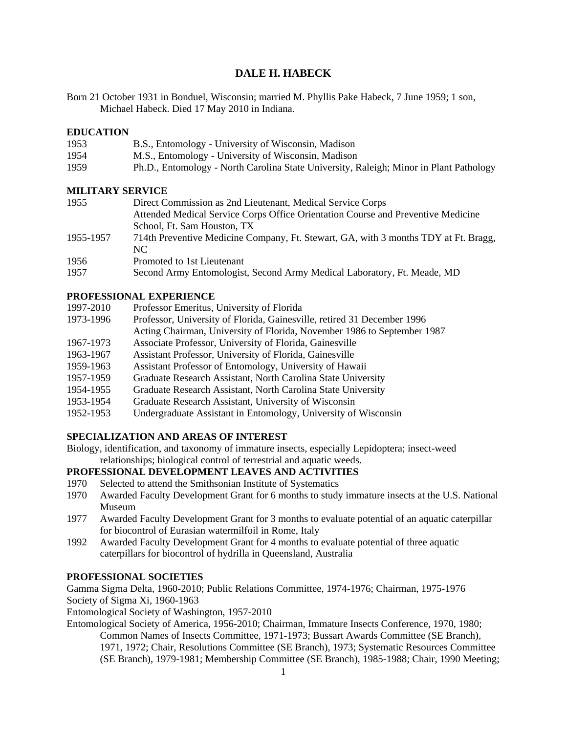# DALE H. HABECK

Born 21 October 1931 in Bonduel, Wisconsin; married M. Phyllis Pake Habeck, 7 June 1959; 1 son, Michael Habeck. Died 17 May 2010 in Indiana.

## EDUCATION

| | |
|---|---|
| 1953 | B.S., Entomology - University of Wisconsin, Madison |
| 1954 | M.S., Entomology - University of Wisconsin, Madison |
| 1959 | Ph.D., Entomology - North Carolina State University, Raleigh; Minor in Plant Pathology |

## MILITARY SERVICE

| | |
|---|---|
| 1955 | Direct Commission as 2nd Lieutenant, Medical Service Corps<br>Attended Medical Service Corps Office Orientation Course and Preventive Medicine School, Ft. Sam Houston, TX |
| 1955-1957 | 714th Preventive Medicine Company, Ft. Stewart, GA, with 3 months TDY at Ft. Bragg, NC |
| 1956 | Promoted to 1st Lieutenant |
| 1957 | Second Army Entomologist, Second Army Medical Laboratory, Ft. Meade, MD |

## PROFESSIONAL EXPERIENCE

| | |
|---|---|
| 1997-2010 | Professor Emeritus, University of Florida |
| 1973-1996 | Professor, University of Florida, Gainesville, retired 31 December 1996<br>Acting Chairman, University of Florida, November 1986 to September 1987 |
| 1967-1973 | Associate Professor, University of Florida, Gainesville |
| 1963-1967 | Assistant Professor, University of Florida, Gainesville |
| 1959-1963 | Assistant Professor of Entomology, University of Hawaii |
| 1957-1959 | Graduate Research Assistant, North Carolina State University |
| 1954-1955 | Graduate Research Assistant, North Carolina State University |
| 1953-1954 | Graduate Research Assistant, University of Wisconsin |
| 1952-1953 | Undergraduate Assistant in Entomology, University of Wisconsin |

## SPECIALIZATION AND AREAS OF INTEREST

Biology, identification, and taxonomy of immature insects, especially Lepidoptera; insect-weed relationships; biological control of terrestrial and aquatic weeds.

## PROFESSIONAL DEVELOPMENT LEAVES AND ACTIVITIES

- 1970 Selected to attend the Smithsonian Institute of Systematics
- 1970 Awarded Faculty Development Grant for 6 months to study immature insects at the U.S. National Museum
- 1977 Awarded Faculty Development Grant for 3 months to evaluate potential of an aquatic caterpillar for biocontrol of Eurasian watermilfoil in Rome, Italy
- 1992 Awarded Faculty Development Grant for 4 months to evaluate potential of three aquatic caterpillars for biocontrol of hydrilla in Queensland, Australia

## PROFESSIONAL SOCIETIES

Gamma Sigma Delta, 1960-2010; Public Relations Committee, 1974-1976; Chairman, 1975-1976

Society of Sigma Xi, 1960-1963

Entomological Society of Washington, 1957-2010

Entomological Society of America, 1956-2010; Chairman, Immature Insects Conference, 1970, 1980; Common Names of Insects Committee, 1971-1973; Bussart Awards Committee (SE Branch), 1971, 1972; Chair, Resolutions Committee (SE Branch), 1973; Systematic Resources Committee (SE Branch), 1979-1981; Membership Committee (SE Branch), 1985-1988; Chair, 1990 Meeting;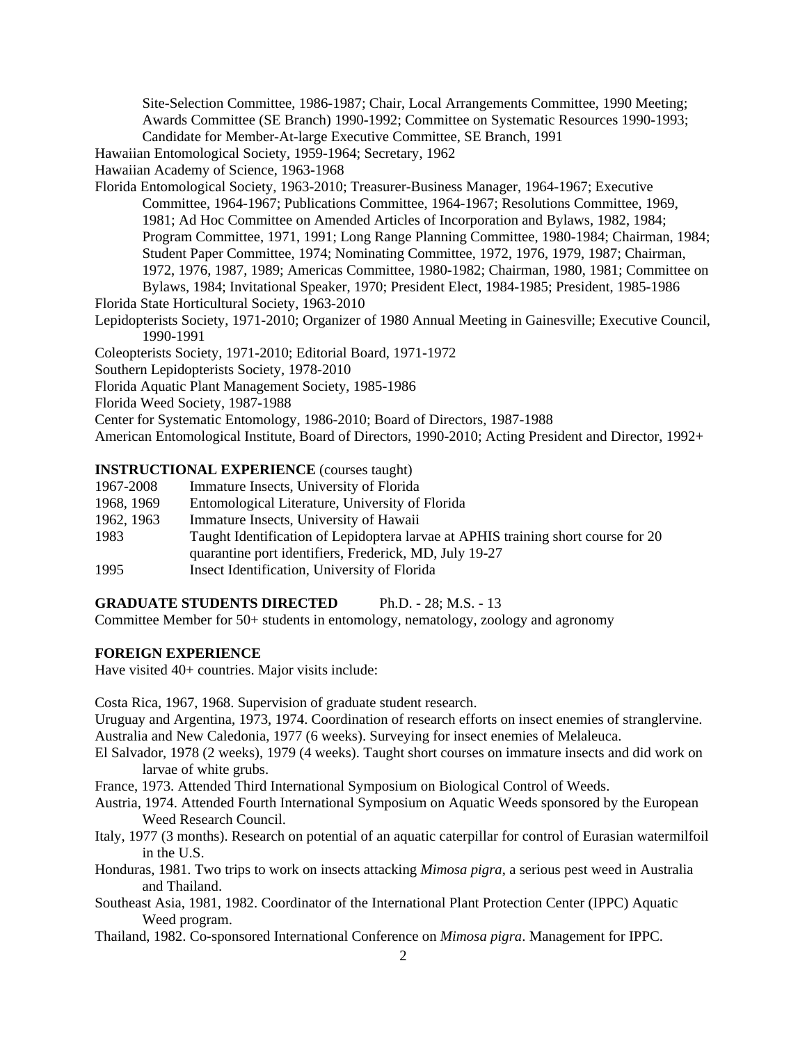Site-Selection Committee, 1986-1987; Chair, Local Arrangements Committee, 1990 Meeting; Awards Committee (SE Branch) 1990-1992; Committee on Systematic Resources 1990-1993; Candidate for Member-At-large Executive Committee, SE Branch, 1991

Hawaiian Entomological Society, 1959-1964; Secretary, 1962

Hawaiian Academy of Science, 1963-1968

Florida Entomological Society, 1963-2010; Treasurer-Business Manager, 1964-1967; Executive Committee, 1964-1967; Publications Committee, 1964-1967; Resolutions Committee, 1969, 1981; Ad Hoc Committee on Amended Articles of Incorporation and Bylaws, 1982, 1984; Program Committee, 1971, 1991; Long Range Planning Committee, 1980-1984; Chairman, 1984; Student Paper Committee, 1974; Nominating Committee, 1972, 1976, 1979, 1987; Chairman, 1972, 1976, 1987, 1989; Americas Committee, 1980-1982; Chairman, 1980, 1981; Committee on Bylaws, 1984; Invitational Speaker, 1970; President Elect, 1984-1985; President, 1985-1986

Florida State Horticultural Society, 1963-2010

Lepidopterists Society, 1971-2010; Organizer of 1980 Annual Meeting in Gainesville; Executive Council, 1990-1991

Coleopterists Society, 1971-2010; Editorial Board, 1971-1972

Southern Lepidopterists Society, 1978-2010

Florida Aquatic Plant Management Society, 1985-1986

Florida Weed Society, 1987-1988

Center for Systematic Entomology, 1986-2010; Board of Directors, 1987-1988

American Entomological Institute, Board of Directors, 1990-2010; Acting President and Director, 1992+

**INSTRUCTIONAL EXPERIENCE** (courses taught)

| | |
|---|---|
| 1967-2008 | Immature Insects, University of Florida |
| 1968, 1969 | Entomological Literature, University of Florida |
| 1962, 1963 | Immature Insects, University of Hawaii |
| 1983 | Taught Identification of Lepidoptera larvae at APHIS training short course for 20 quarantine port identifiers, Frederick, MD, July 19-27 |
| 1995 | Insect Identification, University of Florida |

**GRADUATE STUDENTS DIRECTED** Ph.D. - 28; M.S. - 13

Committee Member for 50+ students in entomology, nematology, zoology and agronomy

**FOREIGN EXPERIENCE**

Have visited 40+ countries. Major visits include:

Costa Rica, 1967, 1968. Supervision of graduate student research.

Uruguay and Argentina, 1973, 1974. Coordination of research efforts on insect enemies of stranglervine.

Australia and New Caledonia, 1977 (6 weeks). Surveying for insect enemies of Melaleuca.

El Salvador, 1978 (2 weeks), 1979 (4 weeks). Taught short courses on immature insects and did work on larvae of white grubs.

France, 1973. Attended Third International Symposium on Biological Control of Weeds.

Austria, 1974. Attended Fourth International Symposium on Aquatic Weeds sponsored by the European Weed Research Council.

Italy, 1977 (3 months). Research on potential of an aquatic caterpillar for control of Eurasian watermilfoil in the U.S.

Honduras, 1981. Two trips to work on insects attacking *Mimosa pigra*, a serious pest weed in Australia and Thailand.

Southeast Asia, 1981, 1982. Coordinator of the International Plant Protection Center (IPPC) Aquatic Weed program.

Thailand, 1982. Co-sponsored International Conference on *Mimosa pigra*. Management for IPPC.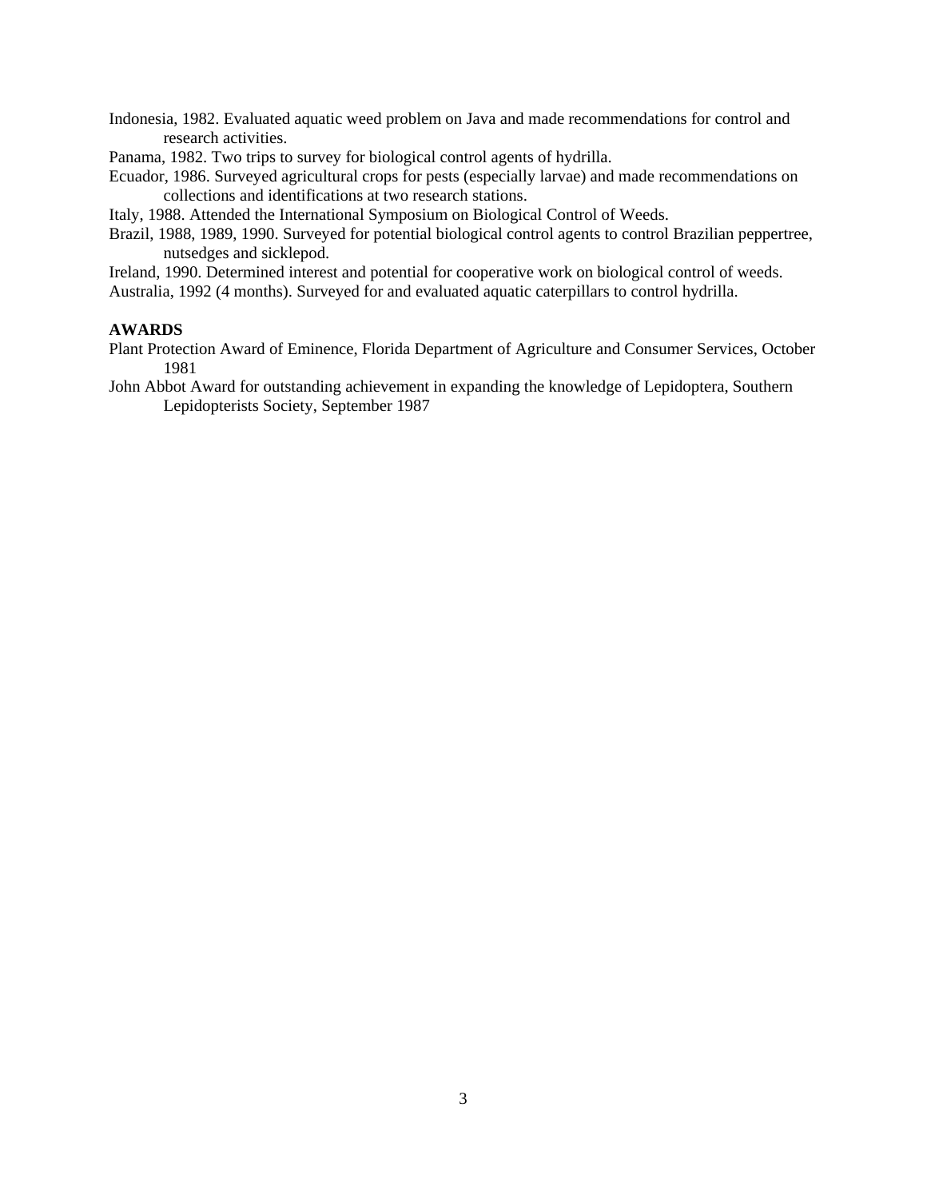Indonesia, 1982. Evaluated aquatic weed problem on Java and made recommendations for control and research activities.

Panama, 1982. Two trips to survey for biological control agents of hydrilla.

Ecuador, 1986. Surveyed agricultural crops for pests (especially larvae) and made recommendations on collections and identifications at two research stations.

Italy, 1988. Attended the International Symposium on Biological Control of Weeds.

Brazil, 1988, 1989, 1990. Surveyed for potential biological control agents to control Brazilian peppertree, nutsedges and sicklepod.

Ireland, 1990. Determined interest and potential for cooperative work on biological control of weeds.

Australia, 1992 (4 months). Surveyed for and evaluated aquatic caterpillars to control hydrilla.

**AWARDS**

Plant Protection Award of Eminence, Florida Department of Agriculture and Consumer Services, October 1981

John Abbot Award for outstanding achievement in expanding the knowledge of Lepidoptera, Southern Lepidopterists Society, September 1987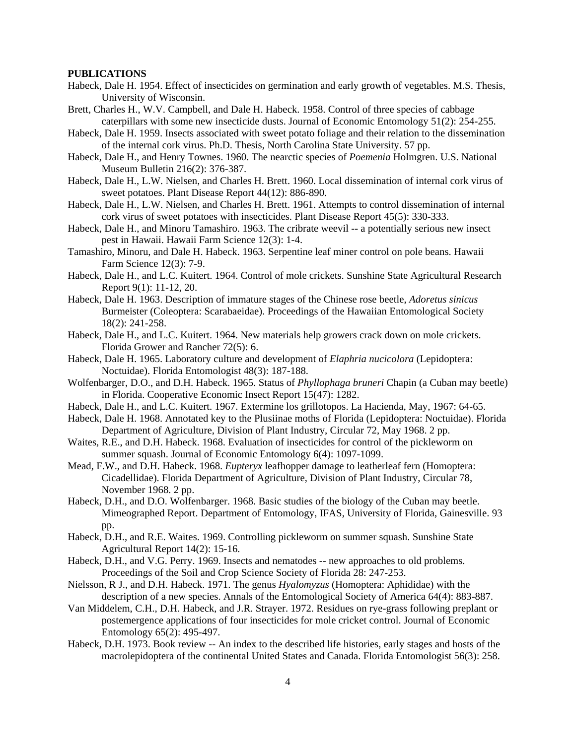**PUBLICATIONS**

Habeck, Dale H. 1954. Effect of insecticides on germination and early growth of vegetables. M.S. Thesis, University of Wisconsin.

Brett, Charles H., W.V. Campbell, and Dale H. Habeck. 1958. Control of three species of cabbage caterpillars with some new insecticide dusts. Journal of Economic Entomology 51(2): 254-255.

Habeck, Dale H. 1959. Insects associated with sweet potato foliage and their relation to the dissemination of the internal cork virus. Ph.D. Thesis, North Carolina State University. 57 pp.

Habeck, Dale H., and Henry Townes. 1960. The nearctic species of *Poemenia* Holmgren. U.S. National Museum Bulletin 216(2): 376-387.

Habeck, Dale H., L.W. Nielsen, and Charles H. Brett. 1960. Local dissemination of internal cork virus of sweet potatoes. Plant Disease Report 44(12): 886-890.

Habeck, Dale H., L.W. Nielsen, and Charles H. Brett. 1961. Attempts to control dissemination of internal cork virus of sweet potatoes with insecticides. Plant Disease Report 45(5): 330-333.

Habeck, Dale H., and Minoru Tamashiro. 1963. The cribrate weevil -- a potentially serious new insect pest in Hawaii. Hawaii Farm Science 12(3): 1-4.

Tamashiro, Minoru, and Dale H. Habeck. 1963. Serpentine leaf miner control on pole beans. Hawaii Farm Science 12(3): 7-9.

Habeck, Dale H., and L.C. Kuitert. 1964. Control of mole crickets. Sunshine State Agricultural Research Report 9(1): 11-12, 20.

Habeck, Dale H. 1963. Description of immature stages of the Chinese rose beetle, *Adoretus sinicus* Burmeister (Coleoptera: Scarabaeidae). Proceedings of the Hawaiian Entomological Society 18(2): 241-258.

Habeck, Dale H., and L.C. Kuitert. 1964. New materials help growers crack down on mole crickets. Florida Grower and Rancher 72(5): 6.

Habeck, Dale H. 1965. Laboratory culture and development of *Elaphria nucicolora* (Lepidoptera: Noctuidae). Florida Entomologist 48(3): 187-188.

Wolfenbarger, D.O., and D.H. Habeck. 1965. Status of *Phyllophaga bruneri* Chapin (a Cuban may beetle) in Florida. Cooperative Economic Insect Report 15(47): 1282.

Habeck, Dale H., and L.C. Kuitert. 1967. Extermine los grillotopos. La Hacienda, May, 1967: 64-65.

Habeck, Dale H. 1968. Annotated key to the Plusiinae moths of Florida (Lepidoptera: Noctuidae). Florida Department of Agriculture, Division of Plant Industry, Circular 72, May 1968. 2 pp.

Waites, R.E., and D.H. Habeck. 1968. Evaluation of insecticides for control of the pickleworm on summer squash. Journal of Economic Entomology 6(4): 1097-1099.

Mead, F.W., and D.H. Habeck. 1968. *Eupteryx* leafhopper damage to leatherleaf fern (Homoptera: Cicadellidae). Florida Department of Agriculture, Division of Plant Industry, Circular 78, November 1968. 2 pp.

Habeck, D.H., and D.O. Wolfenbarger. 1968. Basic studies of the biology of the Cuban may beetle. Mimeographed Report. Department of Entomology, IFAS, University of Florida, Gainesville. 93 pp.

Habeck, D.H., and R.E. Waites. 1969. Controlling pickleworm on summer squash. Sunshine State Agricultural Report 14(2): 15-16.

Habeck, D.H., and V.G. Perry. 1969. Insects and nematodes -- new approaches to old problems. Proceedings of the Soil and Crop Science Society of Florida 28: 247-253.

Nielsson, R J., and D.H. Habeck. 1971. The genus *Hyalomyzus* (Homoptera: Aphididae) with the description of a new species. Annals of the Entomological Society of America 64(4): 883-887.

Van Middelem, C.H., D.H. Habeck, and J.R. Strayer. 1972. Residues on rye-grass following preplant or postemergence applications of four insecticides for mole cricket control. Journal of Economic Entomology 65(2): 495-497.

Habeck, D.H. 1973. Book review -- An index to the described life histories, early stages and hosts of the macrolepidoptera of the continental United States and Canada. Florida Entomologist 56(3): 258.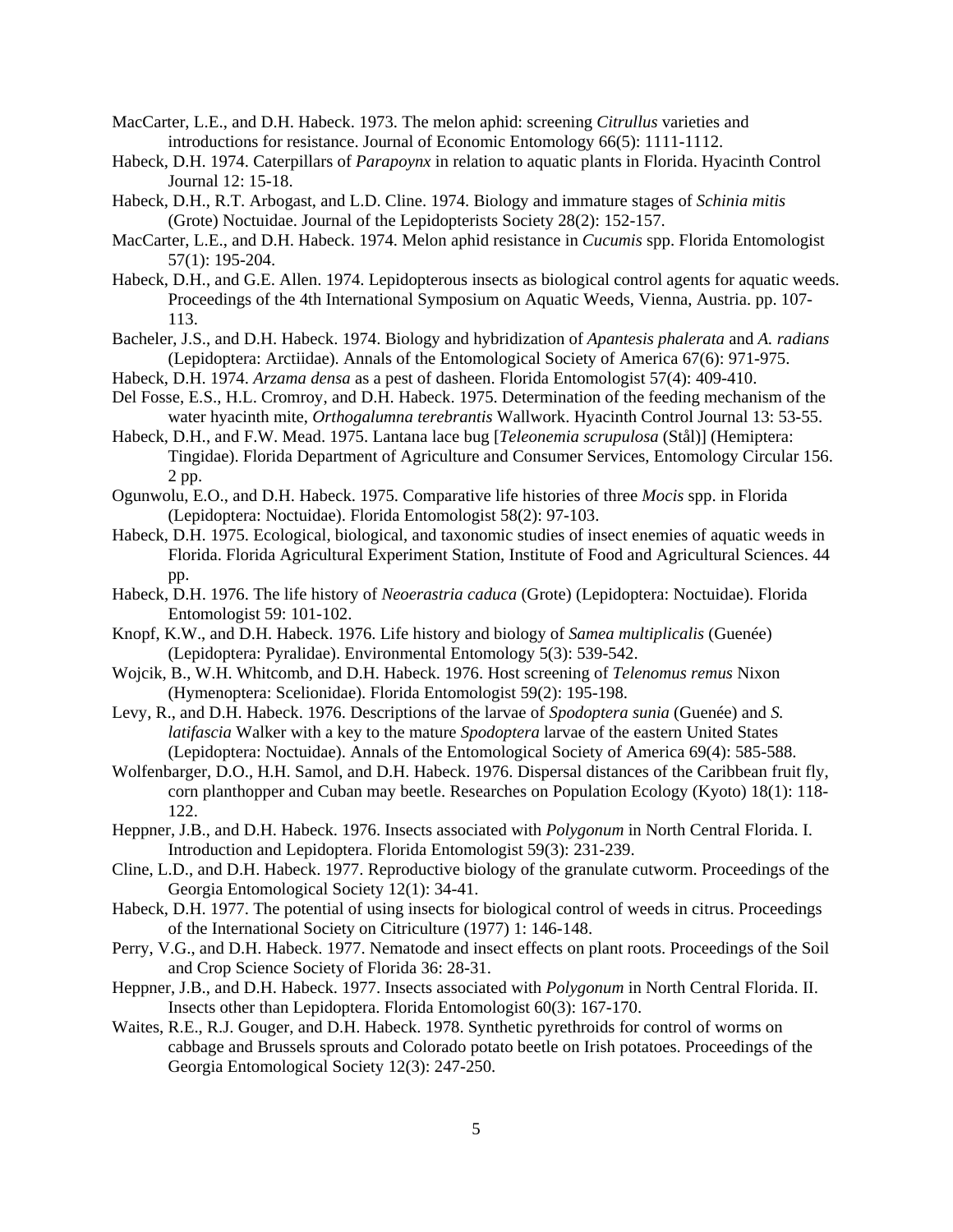MacCarter, L.E., and D.H. Habeck. 1973. The melon aphid: screening *Citrullus* varieties and introductions for resistance. Journal of Economic Entomology 66(5): 1111-1112.

Habeck, D.H. 1974. Caterpillars of *Parapoynx* in relation to aquatic plants in Florida. Hyacinth Control Journal 12: 15-18.

Habeck, D.H., R.T. Arbogast, and L.D. Cline. 1974. Biology and immature stages of *Schinia mitis* (Grote) Noctuidae. Journal of the Lepidopterists Society 28(2): 152-157.

MacCarter, L.E., and D.H. Habeck. 1974. Melon aphid resistance in *Cucumis* spp. Florida Entomologist 57(1): 195-204.

Habeck, D.H., and G.E. Allen. 1974. Lepidopterous insects as biological control agents for aquatic weeds. Proceedings of the 4th International Symposium on Aquatic Weeds, Vienna, Austria. pp. 107-113.

Bacheler, J.S., and D.H. Habeck. 1974. Biology and hybridization of *Apantesis phalerata* and *A. radians* (Lepidoptera: Arctiidae). Annals of the Entomological Society of America 67(6): 971-975.

Habeck, D.H. 1974. *Arzama densa* as a pest of dasheen. Florida Entomologist 57(4): 409-410.

Del Fosse, E.S., H.L. Cromroy, and D.H. Habeck. 1975. Determination of the feeding mechanism of the water hyacinth mite, *Orthogalumna terebrantis* Wallwork. Hyacinth Control Journal 13: 53-55.

Habeck, D.H., and F.W. Mead. 1975. Lantana lace bug [*Teleonemia scrupulosa* (Stål)] (Hemiptera: Tingidae). Florida Department of Agriculture and Consumer Services, Entomology Circular 156. 2 pp.

Ogunwolu, E.O., and D.H. Habeck. 1975. Comparative life histories of three *Mocis* spp. in Florida (Lepidoptera: Noctuidae). Florida Entomologist 58(2): 97-103.

Habeck, D.H. 1975. Ecological, biological, and taxonomic studies of insect enemies of aquatic weeds in Florida. Florida Agricultural Experiment Station, Institute of Food and Agricultural Sciences. 44 pp.

Habeck, D.H. 1976. The life history of *Neoerastria caduca* (Grote) (Lepidoptera: Noctuidae). Florida Entomologist 59: 101-102.

Knopf, K.W., and D.H. Habeck. 1976. Life history and biology of *Samea multiplicalis* (Guenée) (Lepidoptera: Pyralidae). Environmental Entomology 5(3): 539-542.

Wojcik, B., W.H. Whitcomb, and D.H. Habeck. 1976. Host screening of *Telenomus remus* Nixon (Hymenoptera: Scelionidae). Florida Entomologist 59(2): 195-198.

Levy, R., and D.H. Habeck. 1976. Descriptions of the larvae of *Spodoptera sunia* (Guenée) and *S. latifascia* Walker with a key to the mature *Spodoptera* larvae of the eastern United States (Lepidoptera: Noctuidae). Annals of the Entomological Society of America 69(4): 585-588.

Wolfenbarger, D.O., H.H. Samol, and D.H. Habeck. 1976. Dispersal distances of the Caribbean fruit fly, corn planthopper and Cuban may beetle. Researches on Population Ecology (Kyoto) 18(1): 118-122.

Heppner, J.B., and D.H. Habeck. 1976. Insects associated with *Polygonum* in North Central Florida. I. Introduction and Lepidoptera. Florida Entomologist 59(3): 231-239.

Cline, L.D., and D.H. Habeck. 1977. Reproductive biology of the granulate cutworm. Proceedings of the Georgia Entomological Society 12(1): 34-41.

Habeck, D.H. 1977. The potential of using insects for biological control of weeds in citrus. Proceedings of the International Society on Citriculture (1977) 1: 146-148.

Perry, V.G., and D.H. Habeck. 1977. Nematode and insect effects on plant roots. Proceedings of the Soil and Crop Science Society of Florida 36: 28-31.

Heppner, J.B., and D.H. Habeck. 1977. Insects associated with *Polygonum* in North Central Florida. II. Insects other than Lepidoptera. Florida Entomologist 60(3): 167-170.

Waites, R.E., R.J. Gouger, and D.H. Habeck. 1978. Synthetic pyrethroids for control of worms on cabbage and Brussels sprouts and Colorado potato beetle on Irish potatoes. Proceedings of the Georgia Entomological Society 12(3): 247-250.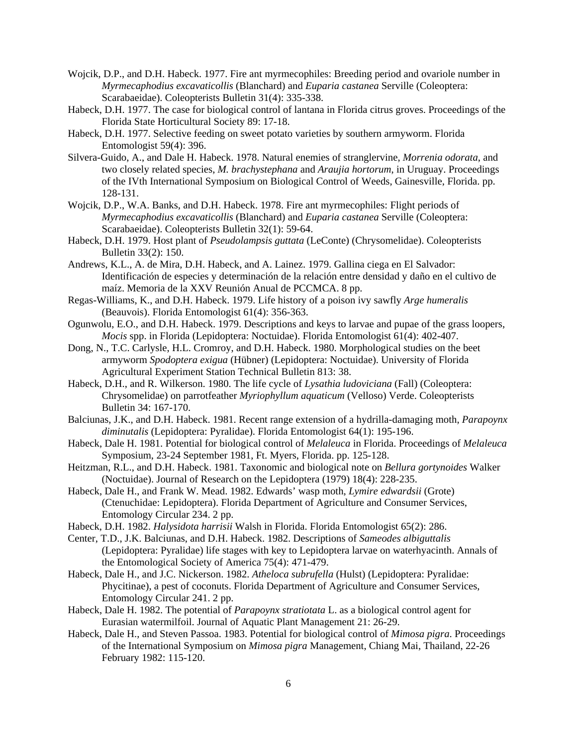Wojcik, D.P., and D.H. Habeck. 1977. Fire ant myrmecophiles: Breeding period and ovariole number in *Myrmecaphodius excavaticollis* (Blanchard) and *Euparia castanea* Serville (Coleoptera: Scarabaeidae). Coleopterists Bulletin 31(4): 335-338.

Habeck, D.H. 1977. The case for biological control of lantana in Florida citrus groves. Proceedings of the Florida State Horticultural Society 89: 17-18.

Habeck, D.H. 1977. Selective feeding on sweet potato varieties by southern armyworm. Florida Entomologist 59(4): 396.

Silvera-Guido, A., and Dale H. Habeck. 1978. Natural enemies of stranglervine, *Morrenia odorata*, and two closely related species, *M. brachystephana* and *Araujia hortorum*, in Uruguay. Proceedings of the IVth International Symposium on Biological Control of Weeds, Gainesville, Florida. pp. 128-131.

Wojcik, D.P., W.A. Banks, and D.H. Habeck. 1978. Fire ant myrmecophiles: Flight periods of *Myrmecaphodius excavaticollis* (Blanchard) and *Euparia castanea* Serville (Coleoptera: Scarabaeidae). Coleopterists Bulletin 32(1): 59-64.

Habeck, D.H. 1979. Host plant of *Pseudolampsis guttata* (LeConte) (Chrysomelidae). Coleopterists Bulletin 33(2): 150.

Andrews, K.L., A. de Mira, D.H. Habeck, and A. Lainez. 1979. Gallina ciega en El Salvador: Identificación de especies y determinación de la relación entre densidad y daño en el cultivo de maíz. Memoria de la XXV Reunión Anual de PCCMCA. 8 pp.

Regas-Williams, K., and D.H. Habeck. 1979. Life history of a poison ivy sawfly *Arge humeralis* (Beauvois). Florida Entomologist 61(4): 356-363.

Ogunwolu, E.O., and D.H. Habeck. 1979. Descriptions and keys to larvae and pupae of the grass loopers, *Mocis* spp. in Florida (Lepidoptera: Noctuidae). Florida Entomologist 61(4): 402-407.

Dong, N., T.C. Carlysle, H.L. Cromroy, and D.H. Habeck. 1980. Morphological studies on the beet armyworm *Spodoptera exigua* (Hübner) (Lepidoptera: Noctuidae). University of Florida Agricultural Experiment Station Technical Bulletin 813: 38.

Habeck, D.H., and R. Wilkerson. 1980. The life cycle of *Lysathia ludoviciana* (Fall) (Coleoptera: Chrysomelidae) on parrotfeather *Myriophyllum aquaticum* (Velloso) Verde. Coleopterists Bulletin 34: 167-170.

Balciunas, J.K., and D.H. Habeck. 1981. Recent range extension of a hydrilla-damaging moth, *Parapoynx diminutalis* (Lepidoptera: Pyralidae). Florida Entomologist 64(1): 195-196.

Habeck, Dale H. 1981. Potential for biological control of *Melaleuca* in Florida. Proceedings of *Melaleuca* Symposium, 23-24 September 1981, Ft. Myers, Florida. pp. 125-128.

Heitzman, R.L., and D.H. Habeck. 1981. Taxonomic and biological note on *Bellura gortynoides* Walker (Noctuidae). Journal of Research on the Lepidoptera (1979) 18(4): 228-235.

Habeck, Dale H., and Frank W. Mead. 1982. Edwards' wasp moth, *Lymire edwardsii* (Grote) (Ctenuchidae: Lepidoptera). Florida Department of Agriculture and Consumer Services, Entomology Circular 234. 2 pp.

Habeck, D.H. 1982. *Halysidota harrisii* Walsh in Florida. Florida Entomologist 65(2): 286.

Center, T.D., J.K. Balciunas, and D.H. Habeck. 1982. Descriptions of *Sameodes albiguttalis* (Lepidoptera: Pyralidae) life stages with key to Lepidoptera larvae on waterhyacinth. Annals of the Entomological Society of America 75(4): 471-479.

Habeck, Dale H., and J.C. Nickerson. 1982. *Atheloca subrufella* (Hulst) (Lepidoptera: Pyralidae: Phycitinae), a pest of coconuts. Florida Department of Agriculture and Consumer Services, Entomology Circular 241. 2 pp.

Habeck, Dale H. 1982. The potential of *Parapoynx stratiotata* L. as a biological control agent for Eurasian watermilfoil. Journal of Aquatic Plant Management 21: 26-29.

Habeck, Dale H., and Steven Passoa. 1983. Potential for biological control of *Mimosa pigra*. Proceedings of the International Symposium on *Mimosa pigra* Management, Chiang Mai, Thailand, 22-26 February 1982: 115-120.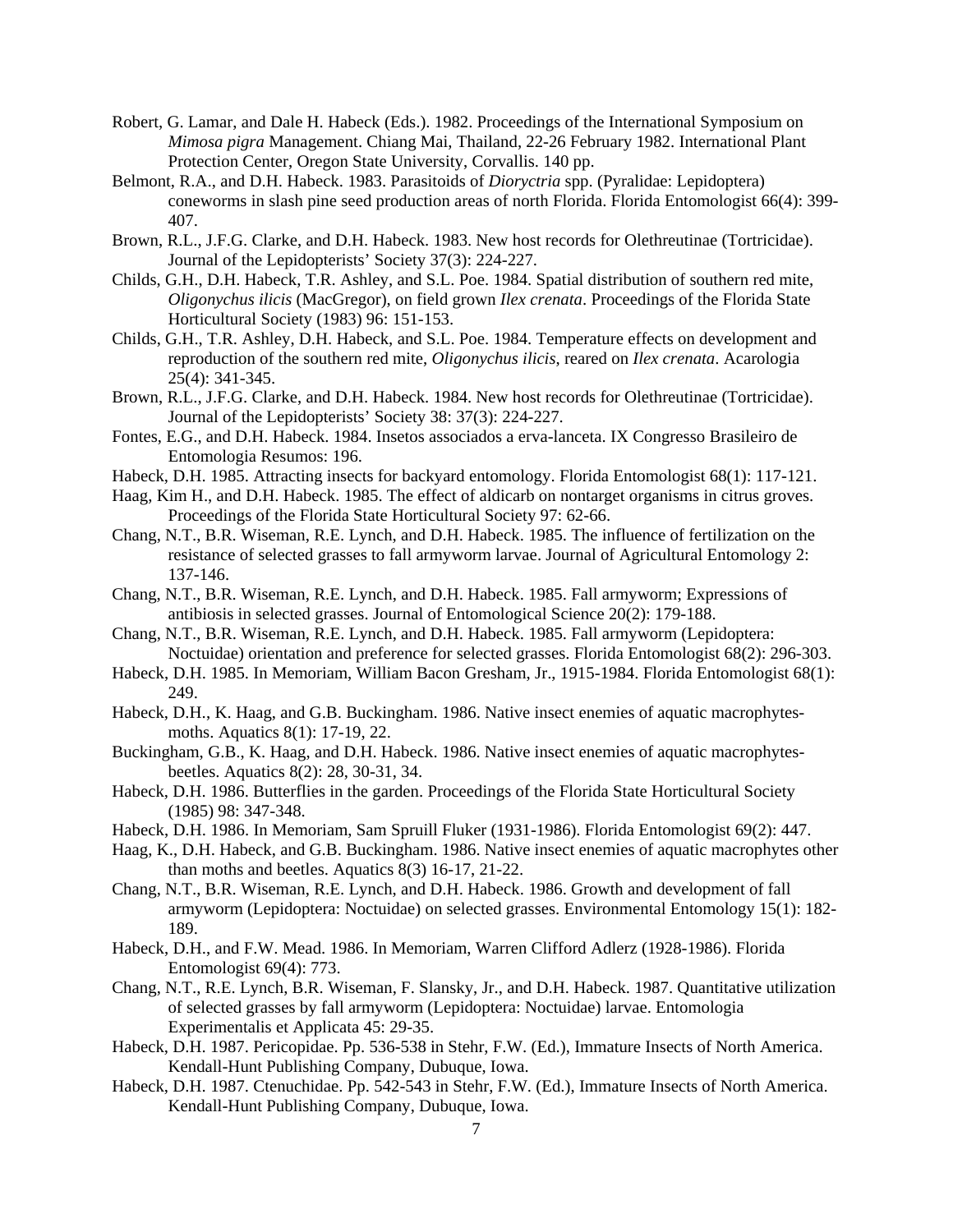Robert, G. Lamar, and Dale H. Habeck (Eds.). 1982. Proceedings of the International Symposium on *Mimosa pigra* Management. Chiang Mai, Thailand, 22-26 February 1982. International Plant Protection Center, Oregon State University, Corvallis. 140 pp.

Belmont, R.A., and D.H. Habeck. 1983. Parasitoids of *Dioryctria* spp. (Pyralidae: Lepidoptera) coneworms in slash pine seed production areas of north Florida. Florida Entomologist 66(4): 399-407.

Brown, R.L., J.F.G. Clarke, and D.H. Habeck. 1983. New host records for Olethreutinae (Tortricidae). Journal of the Lepidopterists' Society 37(3): 224-227.

Childs, G.H., D.H. Habeck, T.R. Ashley, and S.L. Poe. 1984. Spatial distribution of southern red mite, *Oligonychus ilicis* (MacGregor), on field grown *Ilex crenata*. Proceedings of the Florida State Horticultural Society (1983) 96: 151-153.

Childs, G.H., T.R. Ashley, D.H. Habeck, and S.L. Poe. 1984. Temperature effects on development and reproduction of the southern red mite, *Oligonychus ilicis*, reared on *Ilex crenata*. Acarologia 25(4): 341-345.

Brown, R.L., J.F.G. Clarke, and D.H. Habeck. 1984. New host records for Olethreutinae (Tortricidae). Journal of the Lepidopterists' Society 38: 37(3): 224-227.

Fontes, E.G., and D.H. Habeck. 1984. Insetos associados a erva-lanceta. IX Congresso Brasileiro de Entomologia Resumos: 196.

Habeck, D.H. 1985. Attracting insects for backyard entomology. Florida Entomologist 68(1): 117-121.

Haag, Kim H., and D.H. Habeck. 1985. The effect of aldicarb on nontarget organisms in citrus groves. Proceedings of the Florida State Horticultural Society 97: 62-66.

Chang, N.T., B.R. Wiseman, R.E. Lynch, and D.H. Habeck. 1985. The influence of fertilization on the resistance of selected grasses to fall armyworm larvae. Journal of Agricultural Entomology 2: 137-146.

Chang, N.T., B.R. Wiseman, R.E. Lynch, and D.H. Habeck. 1985. Fall armyworm; Expressions of antibiosis in selected grasses. Journal of Entomological Science 20(2): 179-188.

Chang, N.T., B.R. Wiseman, R.E. Lynch, and D.H. Habeck. 1985. Fall armyworm (Lepidoptera: Noctuidae) orientation and preference for selected grasses. Florida Entomologist 68(2): 296-303.

Habeck, D.H. 1985. In Memoriam, William Bacon Gresham, Jr., 1915-1984. Florida Entomologist 68(1): 249.

Habeck, D.H., K. Haag, and G.B. Buckingham. 1986. Native insect enemies of aquatic macrophytes-moths. Aquatics 8(1): 17-19, 22.

Buckingham, G.B., K. Haag, and D.H. Habeck. 1986. Native insect enemies of aquatic macrophytes-beetles. Aquatics 8(2): 28, 30-31, 34.

Habeck, D.H. 1986. Butterflies in the garden. Proceedings of the Florida State Horticultural Society (1985) 98: 347-348.

Habeck, D.H. 1986. In Memoriam, Sam Spruill Fluker (1931-1986). Florida Entomologist 69(2): 447.

Haag, K., D.H. Habeck, and G.B. Buckingham. 1986. Native insect enemies of aquatic macrophytes other than moths and beetles. Aquatics 8(3) 16-17, 21-22.

Chang, N.T., B.R. Wiseman, R.E. Lynch, and D.H. Habeck. 1986. Growth and development of fall armyworm (Lepidoptera: Noctuidae) on selected grasses. Environmental Entomology 15(1): 182-189.

Habeck, D.H., and F.W. Mead. 1986. In Memoriam, Warren Clifford Adlerz (1928-1986). Florida Entomologist 69(4): 773.

Chang, N.T., R.E. Lynch, B.R. Wiseman, F. Slansky, Jr., and D.H. Habeck. 1987. Quantitative utilization of selected grasses by fall armyworm (Lepidoptera: Noctuidae) larvae. Entomologia Experimentalis et Applicata 45: 29-35.

Habeck, D.H. 1987. Pericopidae. Pp. 536-538 in Stehr, F.W. (Ed.), Immature Insects of North America. Kendall-Hunt Publishing Company, Dubuque, Iowa.

Habeck, D.H. 1987. Ctenuchidae. Pp. 542-543 in Stehr, F.W. (Ed.), Immature Insects of North America. Kendall-Hunt Publishing Company, Dubuque, Iowa.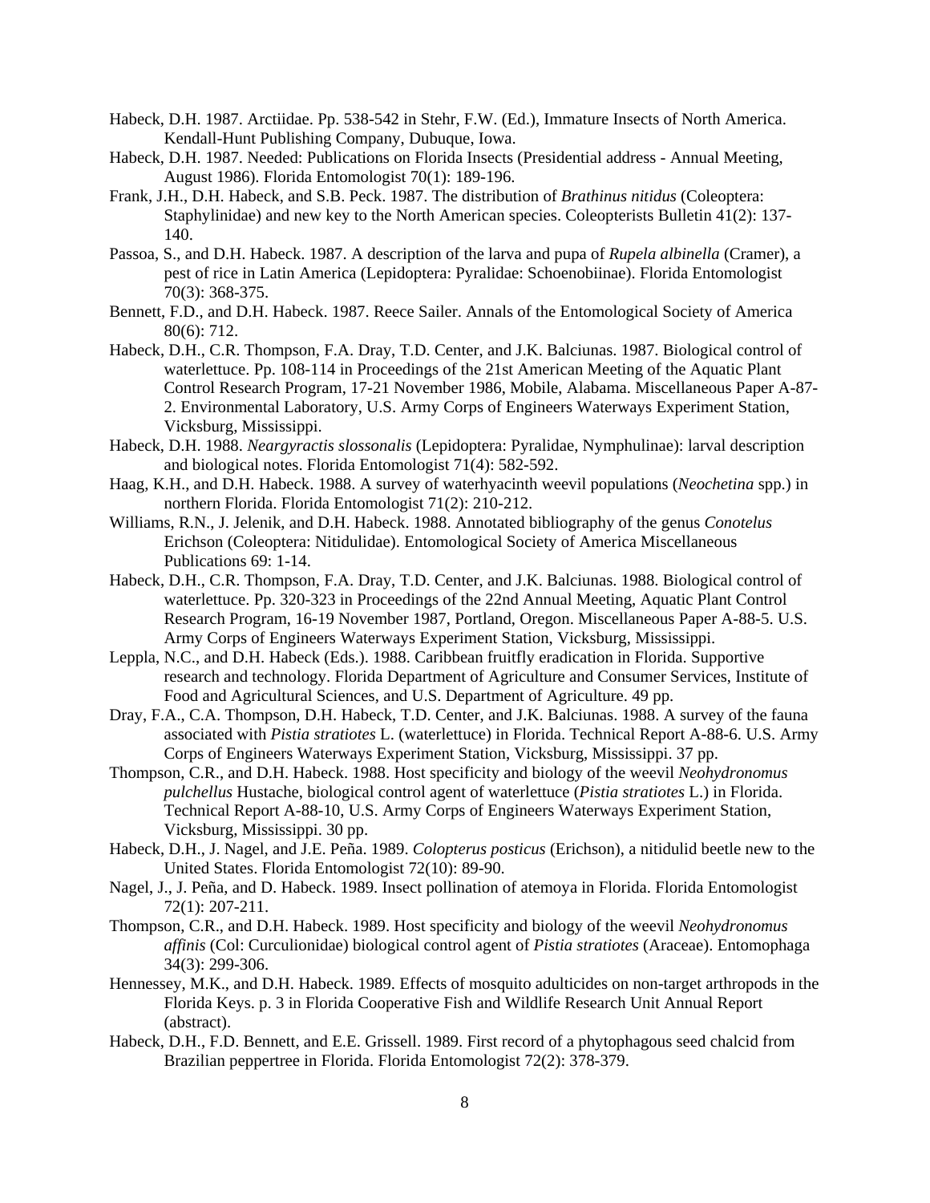Habeck, D.H. 1987. Arctiidae. Pp. 538-542 in Stehr, F.W. (Ed.), Immature Insects of North America. Kendall-Hunt Publishing Company, Dubuque, Iowa.

Habeck, D.H. 1987. Needed: Publications on Florida Insects (Presidential address - Annual Meeting, August 1986). Florida Entomologist 70(1): 189-196.

Frank, J.H., D.H. Habeck, and S.B. Peck. 1987. The distribution of *Brathinus nitidus* (Coleoptera: Staphylinidae) and new key to the North American species. Coleopterists Bulletin 41(2): 137-140.

Passoa, S., and D.H. Habeck. 1987. A description of the larva and pupa of *Rupela albinella* (Cramer), a pest of rice in Latin America (Lepidoptera: Pyralidae: Schoenobiinae). Florida Entomologist 70(3): 368-375.

Bennett, F.D., and D.H. Habeck. 1987. Reece Sailer. Annals of the Entomological Society of America 80(6): 712.

Habeck, D.H., C.R. Thompson, F.A. Dray, T.D. Center, and J.K. Balciunas. 1987. Biological control of waterlettuce. Pp. 108-114 in Proceedings of the 21st American Meeting of the Aquatic Plant Control Research Program, 17-21 November 1986, Mobile, Alabama. Miscellaneous Paper A-87-2. Environmental Laboratory, U.S. Army Corps of Engineers Waterways Experiment Station, Vicksburg, Mississippi.

Habeck, D.H. 1988. *Neargyractis slossonalis* (Lepidoptera: Pyralidae, Nymphulinae): larval description and biological notes. Florida Entomologist 71(4): 582-592.

Haag, K.H., and D.H. Habeck. 1988. A survey of waterhyacinth weevil populations (*Neochetina* spp.) in northern Florida. Florida Entomologist 71(2): 210-212.

Williams, R.N., J. Jelenik, and D.H. Habeck. 1988. Annotated bibliography of the genus *Conotelus* Erichson (Coleoptera: Nitidulidae). Entomological Society of America Miscellaneous Publications 69: 1-14.

Habeck, D.H., C.R. Thompson, F.A. Dray, T.D. Center, and J.K. Balciunas. 1988. Biological control of waterlettuce. Pp. 320-323 in Proceedings of the 22nd Annual Meeting, Aquatic Plant Control Research Program, 16-19 November 1987, Portland, Oregon. Miscellaneous Paper A-88-5. U.S. Army Corps of Engineers Waterways Experiment Station, Vicksburg, Mississippi.

Leppla, N.C., and D.H. Habeck (Eds.). 1988. Caribbean fruitfly eradication in Florida. Supportive research and technology. Florida Department of Agriculture and Consumer Services, Institute of Food and Agricultural Sciences, and U.S. Department of Agriculture. 49 pp.

Dray, F.A., C.A. Thompson, D.H. Habeck, T.D. Center, and J.K. Balciunas. 1988. A survey of the fauna associated with *Pistia stratiotes* L. (waterlettuce) in Florida. Technical Report A-88-6. U.S. Army Corps of Engineers Waterways Experiment Station, Vicksburg, Mississippi. 37 pp.

Thompson, C.R., and D.H. Habeck. 1988. Host specificity and biology of the weevil *Neohydronomus pulchellus* Hustache, biological control agent of waterlettuce (*Pistia stratiotes* L.) in Florida. Technical Report A-88-10, U.S. Army Corps of Engineers Waterways Experiment Station, Vicksburg, Mississippi. 30 pp.

Habeck, D.H., J. Nagel, and J.E. Peña. 1989. *Colopterus posticus* (Erichson), a nitidulid beetle new to the United States. Florida Entomologist 72(10): 89-90.

Nagel, J., J. Peña, and D. Habeck. 1989. Insect pollination of atemoya in Florida. Florida Entomologist 72(1): 207-211.

Thompson, C.R., and D.H. Habeck. 1989. Host specificity and biology of the weevil *Neohydronomus affinis* (Col: Curculionidae) biological control agent of *Pistia stratiotes* (Araceae). Entomophaga 34(3): 299-306.

Hennessey, M.K., and D.H. Habeck. 1989. Effects of mosquito adulticides on non-target arthropods in the Florida Keys. p. 3 in Florida Cooperative Fish and Wildlife Research Unit Annual Report (abstract).

Habeck, D.H., F.D. Bennett, and E.E. Grissell. 1989. First record of a phytophagous seed chalcid from Brazilian peppertree in Florida. Florida Entomologist 72(2): 378-379.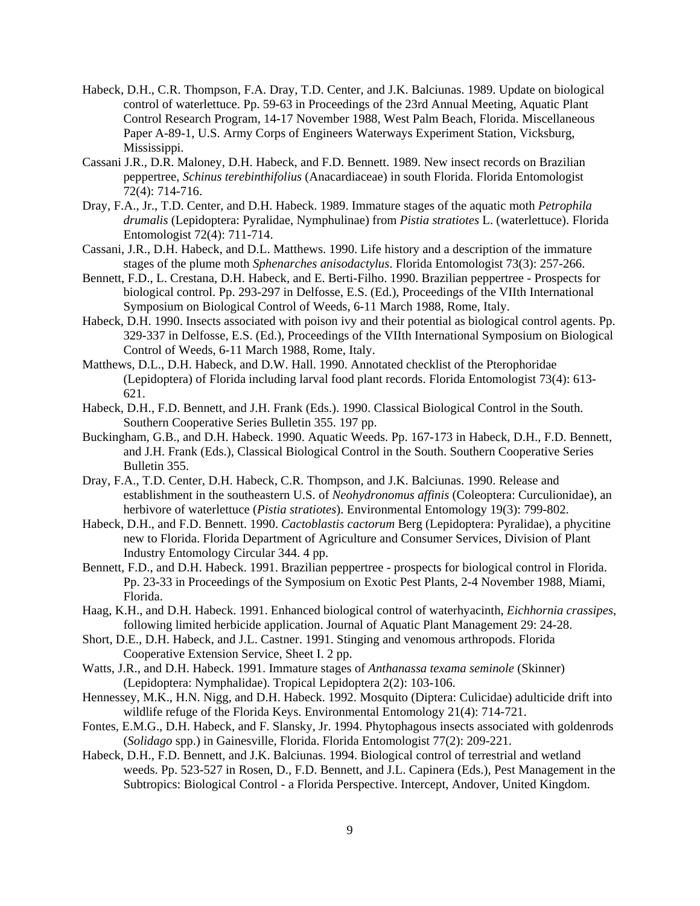Habeck, D.H., C.R. Thompson, F.A. Dray, T.D. Center, and J.K. Balciunas. 1989. Update on biological control of waterlettuce. Pp. 59-63 in Proceedings of the 23rd Annual Meeting, Aquatic Plant Control Research Program, 14-17 November 1988, West Palm Beach, Florida. Miscellaneous Paper A-89-1, U.S. Army Corps of Engineers Waterways Experiment Station, Vicksburg, Mississippi.

Cassani J.R., D.R. Maloney, D.H. Habeck, and F.D. Bennett. 1989. New insect records on Brazilian peppertree, *Schinus terebinthifolius* (Anacardiaceae) in south Florida. Florida Entomologist 72(4): 714-716.

Dray, F.A., Jr., T.D. Center, and D.H. Habeck. 1989. Immature stages of the aquatic moth *Petrophila drumalis* (Lepidoptera: Pyralidae, Nymphulinae) from *Pistia stratiotes* L. (waterlettuce). Florida Entomologist 72(4): 711-714.

Cassani, J.R., D.H. Habeck, and D.L. Matthews. 1990. Life history and a description of the immature stages of the plume moth *Sphenarches anisodactylus*. Florida Entomologist 73(3): 257-266.

Bennett, F.D., L. Crestana, D.H. Habeck, and E. Berti-Filho. 1990. Brazilian peppertree - Prospects for biological control. Pp. 293-297 in Delfosse, E.S. (Ed.), Proceedings of the VIIth International Symposium on Biological Control of Weeds, 6-11 March 1988, Rome, Italy.

Habeck, D.H. 1990. Insects associated with poison ivy and their potential as biological control agents. Pp. 329-337 in Delfosse, E.S. (Ed.), Proceedings of the VIIth International Symposium on Biological Control of Weeds, 6-11 March 1988, Rome, Italy.

Matthews, D.L., D.H. Habeck, and D.W. Hall. 1990. Annotated checklist of the Pterophoridae (Lepidoptera) of Florida including larval food plant records. Florida Entomologist 73(4): 613-621.

Habeck, D.H., F.D. Bennett, and J.H. Frank (Eds.). 1990. Classical Biological Control in the South. Southern Cooperative Series Bulletin 355. 197 pp.

Buckingham, G.B., and D.H. Habeck. 1990. Aquatic Weeds. Pp. 167-173 in Habeck, D.H., F.D. Bennett, and J.H. Frank (Eds.), Classical Biological Control in the South. Southern Cooperative Series Bulletin 355.

Dray, F.A., T.D. Center, D.H. Habeck, C.R. Thompson, and J.K. Balciunas. 1990. Release and establishment in the southeastern U.S. of *Neohydronomus affinis* (Coleoptera: Curculionidae), an herbivore of waterlettuce (*Pistia stratiotes*). Environmental Entomology 19(3): 799-802.

Habeck, D.H., and F.D. Bennett. 1990. *Cactoblastis cactorum* Berg (Lepidoptera: Pyralidae), a phycitine new to Florida. Florida Department of Agriculture and Consumer Services, Division of Plant Industry Entomology Circular 344. 4 pp.

Bennett, F.D., and D.H. Habeck. 1991. Brazilian peppertree - prospects for biological control in Florida. Pp. 23-33 in Proceedings of the Symposium on Exotic Pest Plants, 2-4 November 1988, Miami, Florida.

Haag, K.H., and D.H. Habeck. 1991. Enhanced biological control of waterhyacinth, *Eichhornia crassipes*, following limited herbicide application. Journal of Aquatic Plant Management 29: 24-28.

Short, D.E., D.H. Habeck, and J.L. Castner. 1991. Stinging and venomous arthropods. Florida Cooperative Extension Service, Sheet I. 2 pp.

Watts, J.R., and D.H. Habeck. 1991. Immature stages of *Anthanassa texama seminole* (Skinner) (Lepidoptera: Nymphalidae). Tropical Lepidoptera 2(2): 103-106.

Hennessey, M.K., H.N. Nigg, and D.H. Habeck. 1992. Mosquito (Diptera: Culicidae) adulticide drift into wildlife refuge of the Florida Keys. Environmental Entomology 21(4): 714-721.

Fontes, E.M.G., D.H. Habeck, and F. Slansky, Jr. 1994. Phytophagous insects associated with goldenrods (*Solidago* spp.) in Gainesville, Florida. Florida Entomologist 77(2): 209-221.

Habeck, D.H., F.D. Bennett, and J.K. Balciunas. 1994. Biological control of terrestrial and wetland weeds. Pp. 523-527 in Rosen, D., F.D. Bennett, and J.L. Capinera (Eds.), Pest Management in the Subtropics: Biological Control - a Florida Perspective. Intercept, Andover, United Kingdom.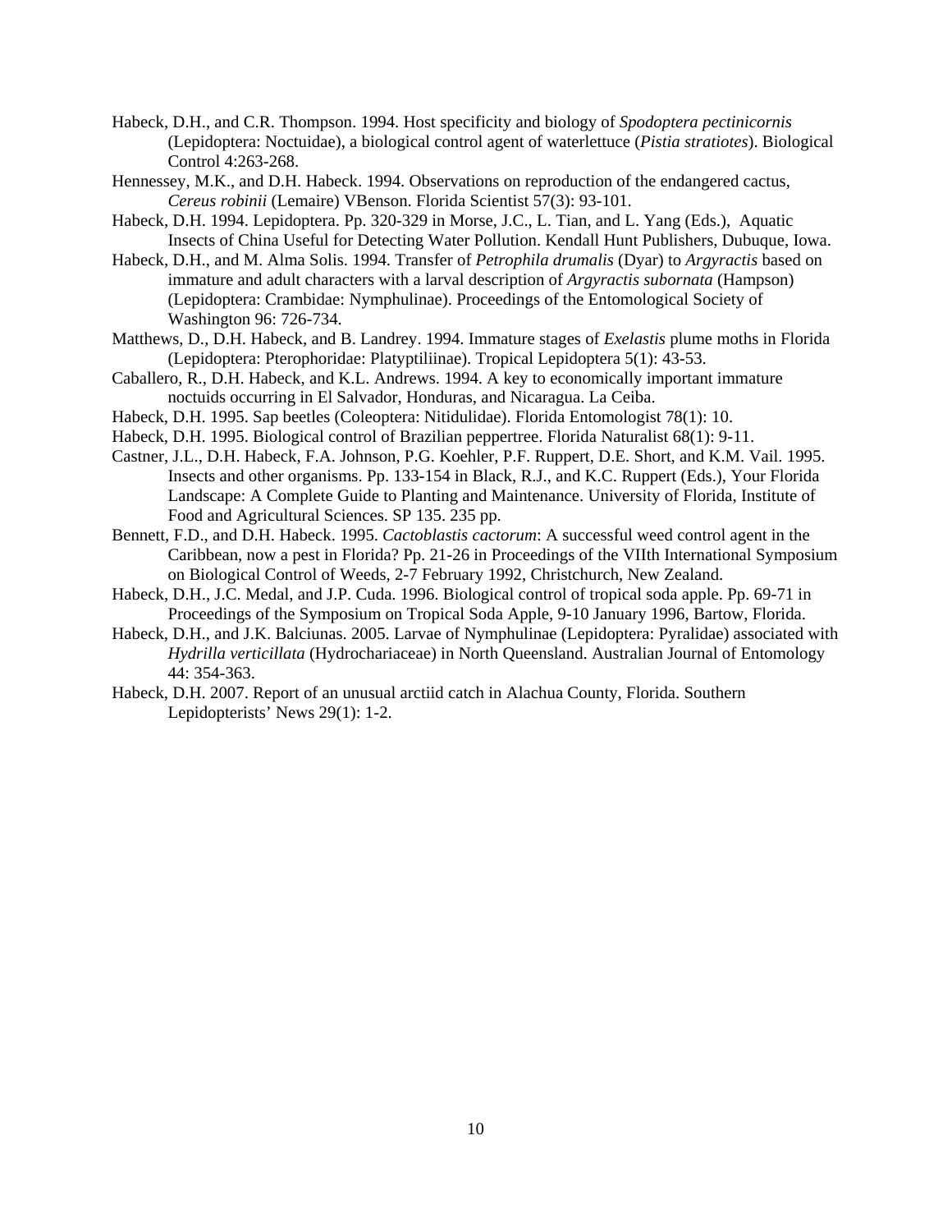Habeck, D.H., and C.R. Thompson. 1994. Host specificity and biology of *Spodoptera pectinicornis* (Lepidoptera: Noctuidae), a biological control agent of waterlettuce (*Pistia stratiotes*). Biological Control 4:263-268.

Hennessey, M.K., and D.H. Habeck. 1994. Observations on reproduction of the endangered cactus, *Cereus robinii* (Lemaire) VBenson. Florida Scientist 57(3): 93-101.

Habeck, D.H. 1994. Lepidoptera. Pp. 320-329 in Morse, J.C., L. Tian, and L. Yang (Eds.), Aquatic Insects of China Useful for Detecting Water Pollution. Kendall Hunt Publishers, Dubuque, Iowa.

Habeck, D.H., and M. Alma Solis. 1994. Transfer of *Petrophila drumalis* (Dyar) to *Argyractis* based on immature and adult characters with a larval description of *Argyractis subornata* (Hampson) (Lepidoptera: Crambidae: Nymphulinae). Proceedings of the Entomological Society of Washington 96: 726-734.

Matthews, D., D.H. Habeck, and B. Landrey. 1994. Immature stages of *Exelastis* plume moths in Florida (Lepidoptera: Pterophoridae: Platyptiliinae). Tropical Lepidoptera 5(1): 43-53.

Caballero, R., D.H. Habeck, and K.L. Andrews. 1994. A key to economically important immature noctuids occurring in El Salvador, Honduras, and Nicaragua. La Ceiba.

Habeck, D.H. 1995. Sap beetles (Coleoptera: Nitidulidae). Florida Entomologist 78(1): 10.

Habeck, D.H. 1995. Biological control of Brazilian peppertree. Florida Naturalist 68(1): 9-11.

Castner, J.L., D.H. Habeck, F.A. Johnson, P.G. Koehler, P.F. Ruppert, D.E. Short, and K.M. Vail. 1995. Insects and other organisms. Pp. 133-154 in Black, R.J., and K.C. Ruppert (Eds.), Your Florida Landscape: A Complete Guide to Planting and Maintenance. University of Florida, Institute of Food and Agricultural Sciences. SP 135. 235 pp.

Bennett, F.D., and D.H. Habeck. 1995. *Cactoblastis cactorum*: A successful weed control agent in the Caribbean, now a pest in Florida? Pp. 21-26 in Proceedings of the VIIth International Symposium on Biological Control of Weeds, 2-7 February 1992, Christchurch, New Zealand.

Habeck, D.H., J.C. Medal, and J.P. Cuda. 1996. Biological control of tropical soda apple. Pp. 69-71 in Proceedings of the Symposium on Tropical Soda Apple, 9-10 January 1996, Bartow, Florida.

Habeck, D.H., and J.K. Balciunas. 2005. Larvae of Nymphulinae (Lepidoptera: Pyralidae) associated with *Hydrilla verticillata* (Hydrochariaceae) in North Queensland. Australian Journal of Entomology 44: 354-363.

Habeck, D.H. 2007. Report of an unusual arctiid catch in Alachua County, Florida. Southern Lepidopterists' News 29(1): 1-2.